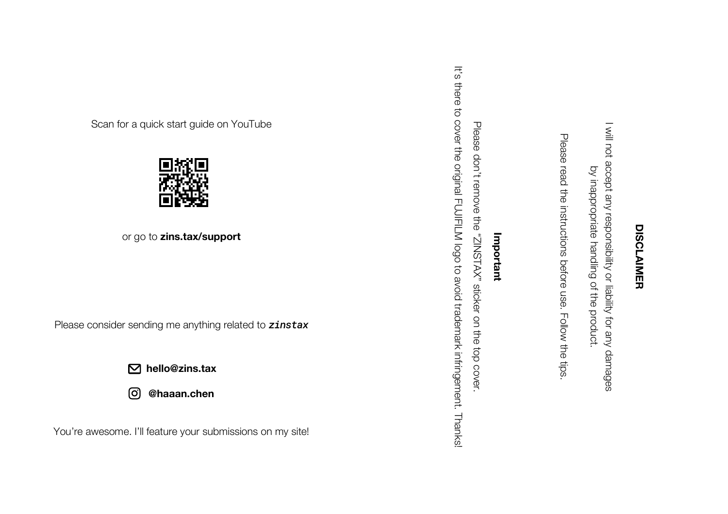Scan for a quick start guide on YouTube

or go to **zins.tax/support**

Please consider sending me anything related to ***zinstax***

**hello@zins.tax**

**@haaan.chen**

You're awesome. I'll feature your submissions on my site!

## DISCLAIMER

I will not accept any responsibility or liability for any damages by inappropriate handling of the product.

Please read the instructions before use. Follow the tips.

### Important

Please don't remove the "ZINSTAX" sticker on the top cover.

It's there to cover the original FUJIFILM logo to avoid trademark infringement. Thanks!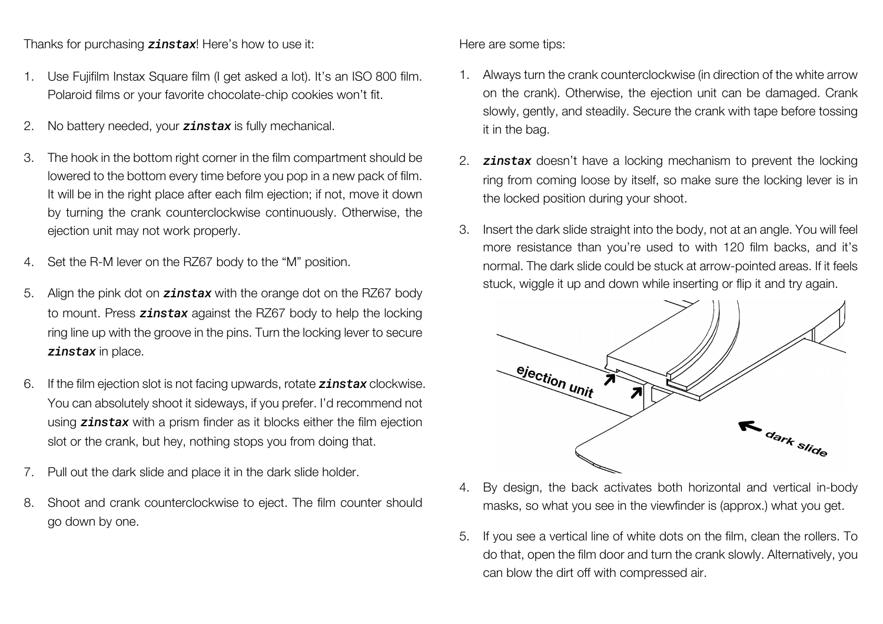Thanks for purchasing ***zinstax***! Here's how to use it:

1. Use Fujifilm Instax Square film (I get asked a lot). It's an ISO 800 film. Polaroid films or your favorite chocolate-chip cookies won't fit.
2. No battery needed, your ***zinstax*** is fully mechanical.
3. The hook in the bottom right corner in the film compartment should be lowered to the bottom every time before you pop in a new pack of film. It will be in the right place after each film ejection; if not, move it down by turning the crank counterclockwise continuously. Otherwise, the ejection unit may not work properly.
4. Set the R-M lever on the RZ67 body to the "M" position.
5. Align the pink dot on ***zinstax*** with the orange dot on the RZ67 body to mount. Press ***zinstax*** against the RZ67 body to help the locking ring line up with the groove in the pins. Turn the locking lever to secure ***zinstax*** in place.
6. If the film ejection slot is not facing upwards, rotate ***zinstax*** clockwise. You can absolutely shoot it sideways, if you prefer. I'd recommend not using ***zinstax*** with a prism finder as it blocks either the film ejection slot or the crank, but hey, nothing stops you from doing that.
7. Pull out the dark slide and place it in the dark slide holder.
8. Shoot and crank counterclockwise to eject. The film counter should go down by one.

Here are some tips:

1. Always turn the crank counterclockwise (in direction of the white arrow on the crank). Otherwise, the ejection unit can be damaged. Crank slowly, gently, and steadily. Secure the crank with tape before tossing it in the bag.
2. ***zinstax*** doesn't have a locking mechanism to prevent the locking ring from coming loose by itself, so make sure the locking lever is in the locked position during your shoot.
3. Insert the dark slide straight into the body, not at an angle. You will feel more resistance than you're used to with 120 film backs, and it's normal. The dark slide could be stuck at arrow-pointed areas. If it feels stuck, wiggle it up and down while inserting or flip it and try again.

ejection unit

dark slide

4. By design, the back activates both horizontal and vertical in-body masks, so what you see in the viewfinder is (approx.) what you get.
5. If you see a vertical line of white dots on the film, clean the rollers. To do that, open the film door and turn the crank slowly. Alternatively, you can blow the dirt off with compressed air.